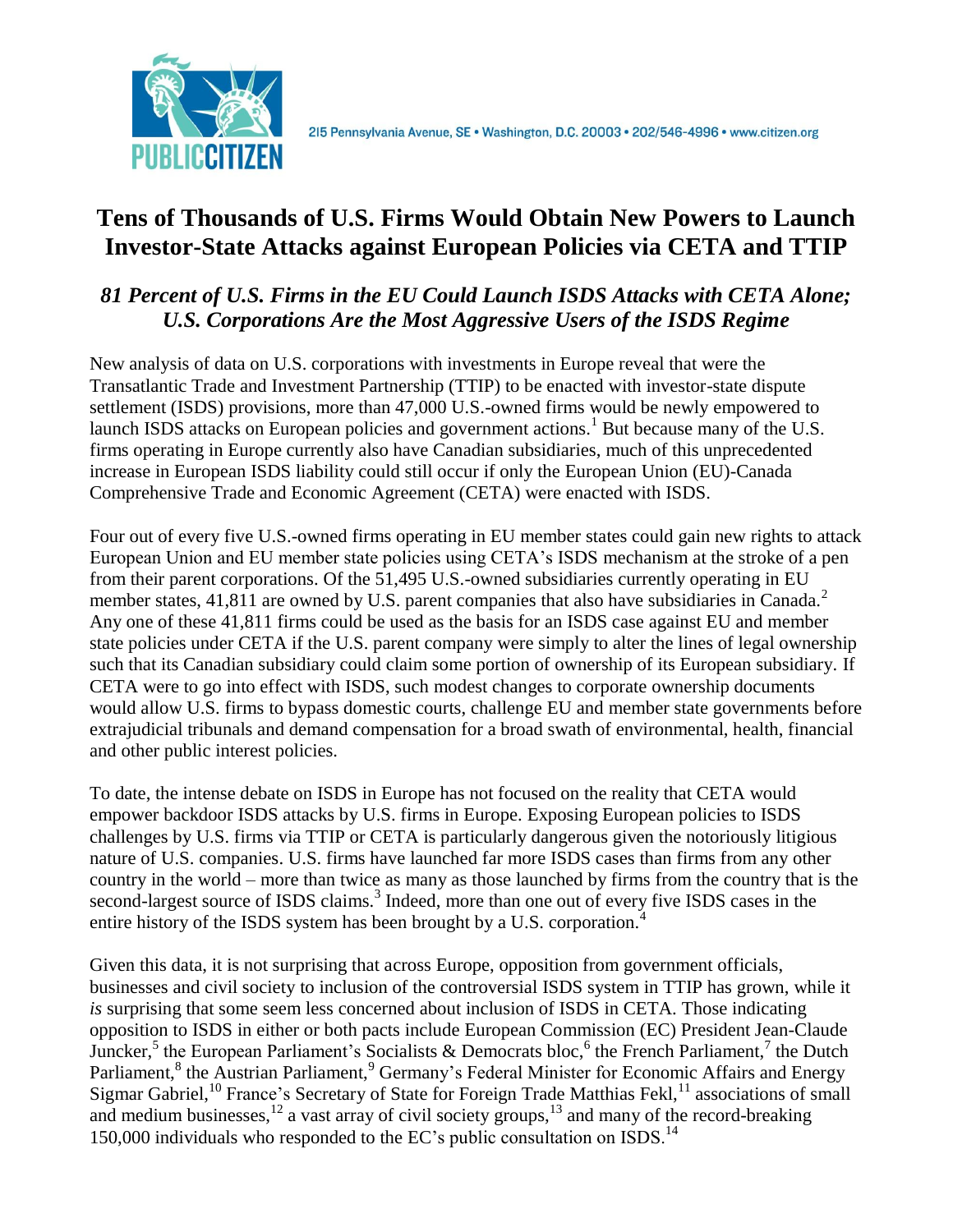215 Pennsylvania Avenue, SE • Washington, D.C. 20003 • 202/546-4996 • www.citizen.org

# Tens of Thousands of U.S. Firms Would Obtain New Powers to Launch Investor-State Attacks against European Policies via CETA and TTIP

## *81 Percent of U.S. Firms in the EU Could Launch ISDS Attacks with CETA Alone; U.S. Corporations Are the Most Aggressive Users of the ISDS Regime*

New analysis of data on U.S. corporations with investments in Europe reveal that were the Transatlantic Trade and Investment Partnership (TTIP) to be enacted with investor-state dispute settlement (ISDS) provisions, more than 47,000 U.S.-owned firms would be newly empowered to launch ISDS attacks on European policies and government actions.[1] But because many of the U.S. firms operating in Europe currently also have Canadian subsidiaries, much of this unprecedented increase in European ISDS liability could still occur if only the European Union (EU)-Canada Comprehensive Trade and Economic Agreement (CETA) were enacted with ISDS.

Four out of every five U.S.-owned firms operating in EU member states could gain new rights to attack European Union and EU member state policies using CETA's ISDS mechanism at the stroke of a pen from their parent corporations. Of the 51,495 U.S.-owned subsidiaries currently operating in EU member states, 41,811 are owned by U.S. parent companies that also have subsidiaries in Canada.[2] Any one of these 41,811 firms could be used as the basis for an ISDS case against EU and member state policies under CETA if the U.S. parent company were simply to alter the lines of legal ownership such that its Canadian subsidiary could claim some portion of ownership of its European subsidiary. If CETA were to go into effect with ISDS, such modest changes to corporate ownership documents would allow U.S. firms to bypass domestic courts, challenge EU and member state governments before extrajudicial tribunals and demand compensation for a broad swath of environmental, health, financial and other public interest policies.

To date, the intense debate on ISDS in Europe has not focused on the reality that CETA would empower backdoor ISDS attacks by U.S. firms in Europe. Exposing European policies to ISDS challenges by U.S. firms via TTIP or CETA is particularly dangerous given the notoriously litigious nature of U.S. companies. U.S. firms have launched far more ISDS cases than firms from any other country in the world – more than twice as many as those launched by firms from the country that is the second-largest source of ISDS claims.[3] Indeed, more than one out of every five ISDS cases in the entire history of the ISDS system has been brought by a U.S. corporation.[4]

Given this data, it is not surprising that across Europe, opposition from government officials, businesses and civil society to inclusion of the controversial ISDS system in TTIP has grown, while it *is* surprising that some seem less concerned about inclusion of ISDS in CETA. Those indicating opposition to ISDS in either or both pacts include European Commission (EC) President Jean-Claude Juncker,[5] the European Parliament's Socialists & Democrats bloc,[6] the French Parliament,[7] the Dutch Parliament,[8] the Austrian Parliament,[9] Germany's Federal Minister for Economic Affairs and Energy Sigmar Gabriel,[10] France's Secretary of State for Foreign Trade Matthias Fekl,[11] associations of small and medium businesses,[12] a vast array of civil society groups,[13] and many of the record-breaking 150,000 individuals who responded to the EC's public consultation on ISDS.[14]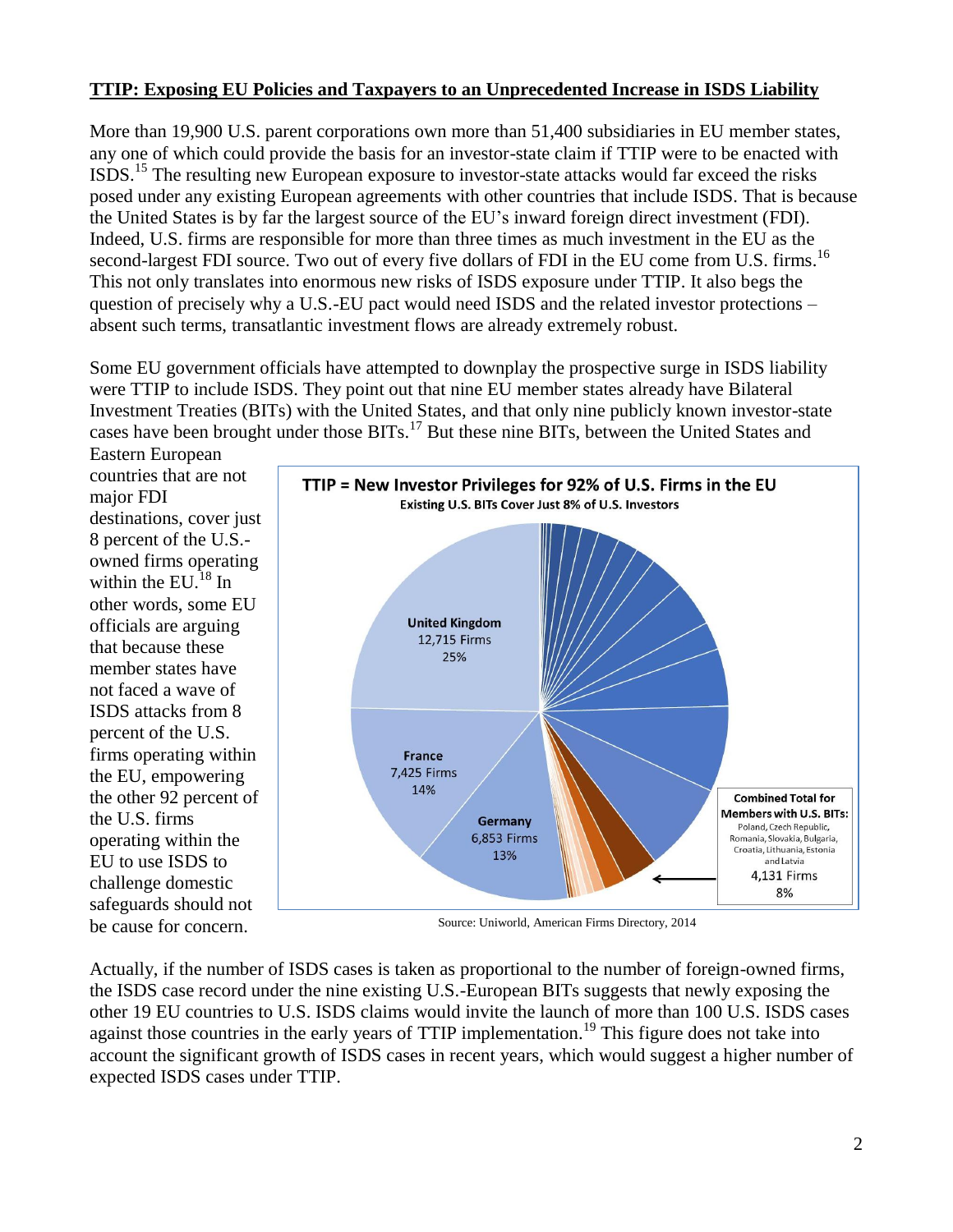**TTIP: Exposing EU Policies and Taxpayers to an Unprecedented Increase in ISDS Liability**

More than 19,900 U.S. parent corporations own more than 51,400 subsidiaries in EU member states, any one of which could provide the basis for an investor-state claim if TTIP were to be enacted with ISDS.[15] The resulting new European exposure to investor-state attacks would far exceed the risks posed under any existing European agreements with other countries that include ISDS. That is because the United States is by far the largest source of the EU's inward foreign direct investment (FDI). Indeed, U.S. firms are responsible for more than three times as much investment in the EU as the second-largest FDI source. Two out of every five dollars of FDI in the EU come from U.S. firms.[16] This not only translates into enormous new risks of ISDS exposure under TTIP. It also begs the question of precisely why a U.S.-EU pact would need ISDS and the related investor protections – absent such terms, transatlantic investment flows are already extremely robust.

Some EU government officials have attempted to downplay the prospective surge in ISDS liability were TTIP to include ISDS. They point out that nine EU member states already have Bilateral Investment Treaties (BITs) with the United States, and that only nine publicly known investor-state cases have been brought under those BITs.[17] But these nine BITs, between the United States and Eastern European countries that are not major FDI destinations, cover just 8 percent of the U.S.-owned firms operating within the EU.[18] In other words, some EU officials are arguing that because these member states have not faced a wave of ISDS attacks from 8 percent of the U.S. firms operating within the EU, empowering the other 92 percent of the U.S. firms operating within the EU to use ISDS to challenge domestic safeguards should not be cause for concern.

**TTIP = New Investor Privileges for 92% of U.S. Firms in the EU**
**Existing U.S. BITs Cover Just 8% of U.S. Investors**

- United Kingdom: 12,715 Firms, 25%
- France: 7,425 Firms, 14%
- Germany: 6,853 Firms, 13%
- Combined Total for Members with U.S. BITs: Poland, Czech Republic, Romania, Slovakia, Bulgaria, Croatia, Lithuania, Estonia and Latvia: 4,131 Firms, 8%

Source: Uniworld, American Firms Directory, 2014

Actually, if the number of ISDS cases is taken as proportional to the number of foreign-owned firms, the ISDS case record under the nine existing U.S.-European BITs suggests that newly exposing the other 19 EU countries to U.S. ISDS claims would invite the launch of more than 100 U.S. ISDS cases against those countries in the early years of TTIP implementation.[19] This figure does not take into account the significant growth of ISDS cases in recent years, which would suggest a higher number of expected ISDS cases under TTIP.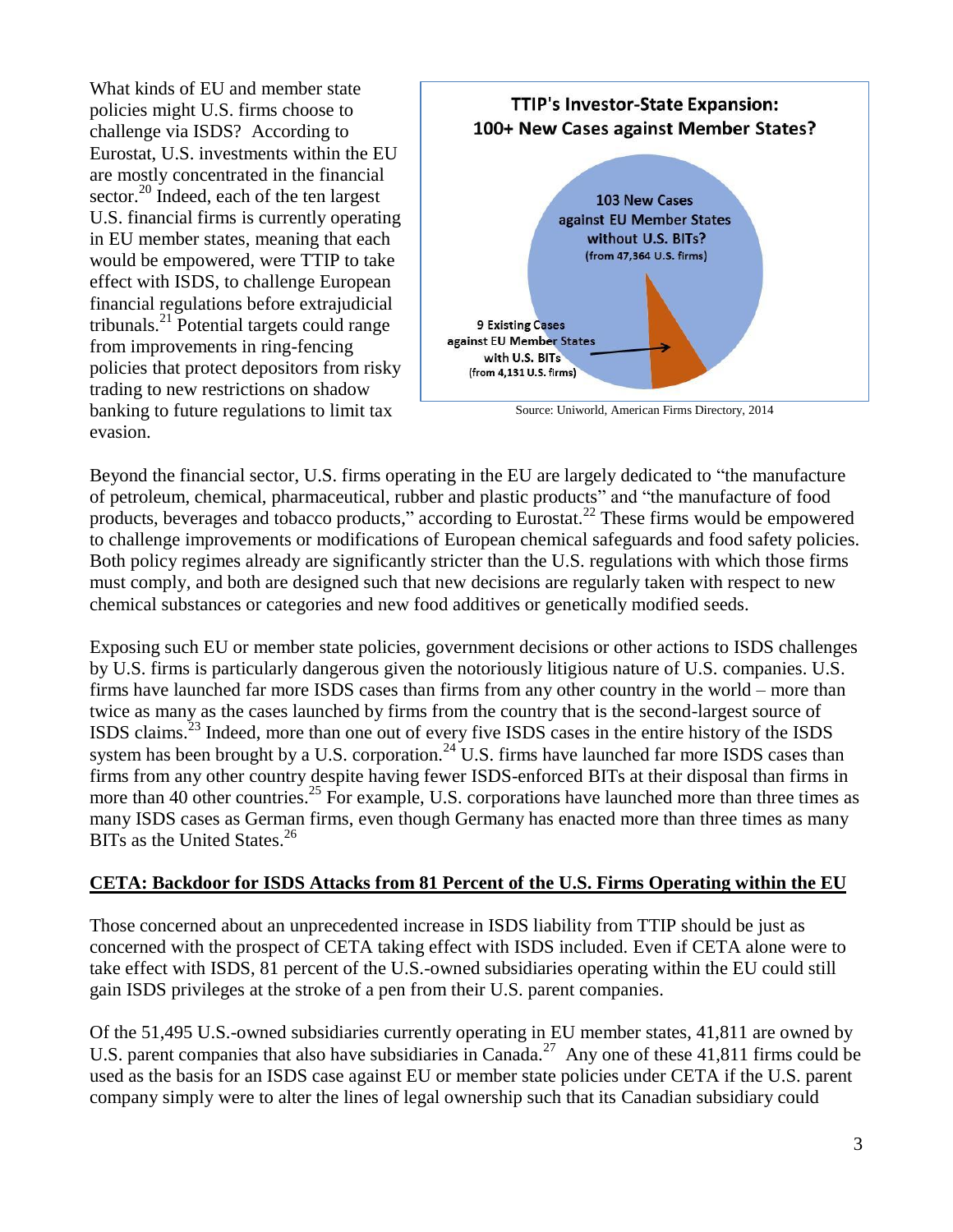What kinds of EU and member state policies might U.S. firms choose to challenge via ISDS? According to Eurostat, U.S. investments within the EU are mostly concentrated in the financial sector.[20] Indeed, each of the ten largest U.S. financial firms is currently operating in EU member states, meaning that each would be empowered, were TTIP to take effect with ISDS, to challenge European financial regulations before extrajudicial tribunals.[21] Potential targets could range from improvements in ring-fencing policies that protect depositors from risky trading to new restrictions on shadow banking to future regulations to limit tax evasion.

**TTIP's Investor-State Expansion: 100+ New Cases against Member States?**

103 New Cases against EU Member States without U.S. BITs? (from 47,364 U.S. firms)

9 Existing Cases against EU Member States with U.S. BITs (from 4,131 U.S. firms)

Source: Uniworld, American Firms Directory, 2014

Beyond the financial sector, U.S. firms operating in the EU are largely dedicated to "the manufacture of petroleum, chemical, pharmaceutical, rubber and plastic products" and "the manufacture of food products, beverages and tobacco products," according to Eurostat.[22] These firms would be empowered to challenge improvements or modifications of European chemical safeguards and food safety policies. Both policy regimes already are significantly stricter than the U.S. regulations with which those firms must comply, and both are designed such that new decisions are regularly taken with respect to new chemical substances or categories and new food additives or genetically modified seeds.

Exposing such EU or member state policies, government decisions or other actions to ISDS challenges by U.S. firms is particularly dangerous given the notoriously litigious nature of U.S. companies. U.S. firms have launched far more ISDS cases than firms from any other country in the world – more than twice as many as the cases launched by firms from the country that is the second-largest source of ISDS claims.[23] Indeed, more than one out of every five ISDS cases in the entire history of the ISDS system has been brought by a U.S. corporation.[24] U.S. firms have launched far more ISDS cases than firms from any other country despite having fewer ISDS-enforced BITs at their disposal than firms in more than 40 other countries.[25] For example, U.S. corporations have launched more than three times as many ISDS cases as German firms, even though Germany has enacted more than three times as many BITs as the United States.[26]

## CETA: Backdoor for ISDS Attacks from 81 Percent of the U.S. Firms Operating within the EU

Those concerned about an unprecedented increase in ISDS liability from TTIP should be just as concerned with the prospect of CETA taking effect with ISDS included. Even if CETA alone were to take effect with ISDS, 81 percent of the U.S.-owned subsidiaries operating within the EU could still gain ISDS privileges at the stroke of a pen from their U.S. parent companies.

Of the 51,495 U.S.-owned subsidiaries currently operating in EU member states, 41,811 are owned by U.S. parent companies that also have subsidiaries in Canada.[27] Any one of these 41,811 firms could be used as the basis for an ISDS case against EU or member state policies under CETA if the U.S. parent company simply were to alter the lines of legal ownership such that its Canadian subsidiary could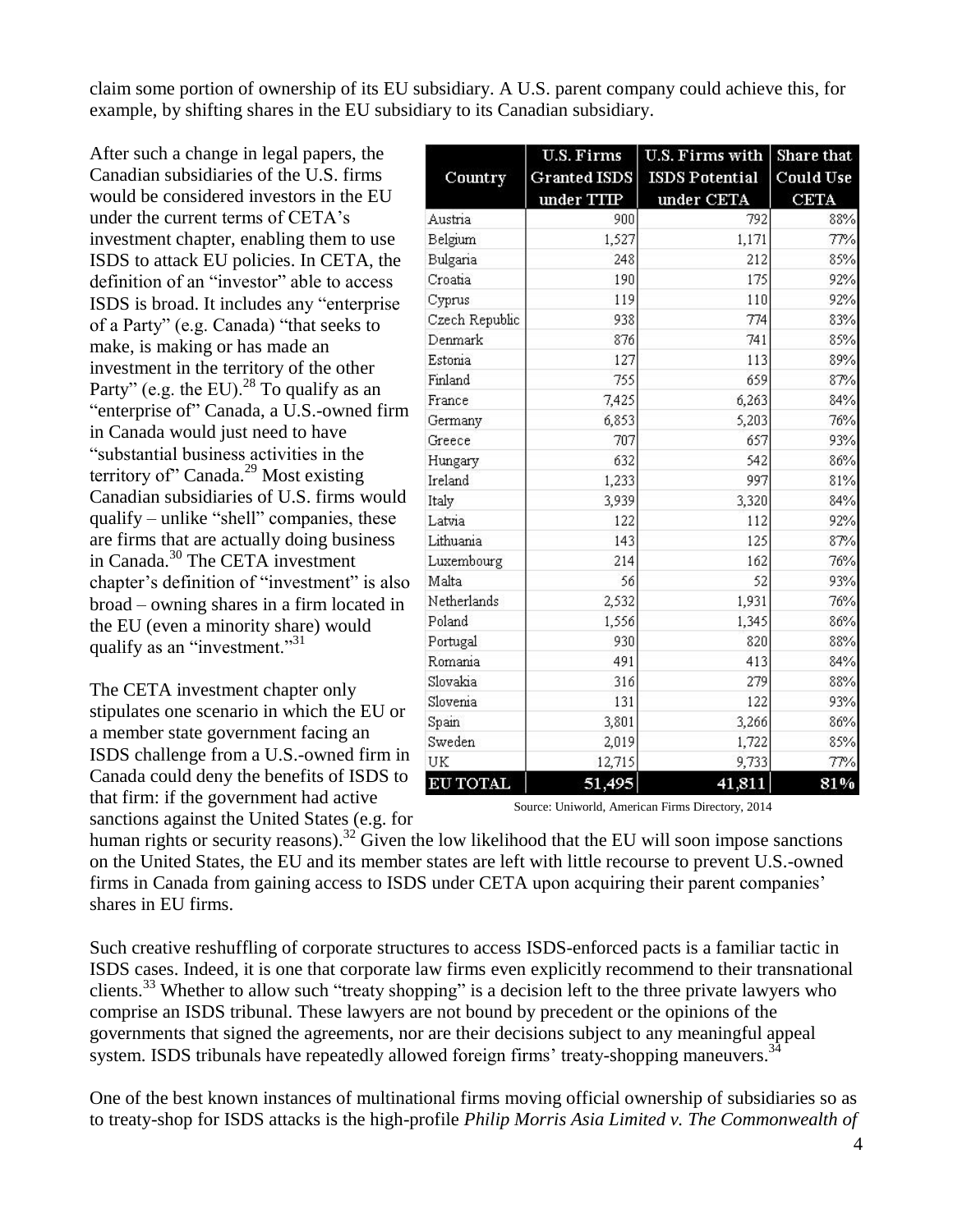claim some portion of ownership of its EU subsidiary. A U.S. parent company could achieve this, for example, by shifting shares in the EU subsidiary to its Canadian subsidiary.

After such a change in legal papers, the Canadian subsidiaries of the U.S. firms would be considered investors in the EU under the current terms of CETA's investment chapter, enabling them to use ISDS to attack EU policies. In CETA, the definition of an "investor" able to access ISDS is broad. It includes any "enterprise of a Party" (e.g. Canada) "that seeks to make, is making or has made an investment in the territory of the other Party" (e.g. the EU).[28] To qualify as an "enterprise of" Canada, a U.S.-owned firm in Canada would just need to have "substantial business activities in the territory of" Canada.[29] Most existing Canadian subsidiaries of U.S. firms would qualify – unlike "shell" companies, these are firms that are actually doing business in Canada.[30] The CETA investment chapter's definition of "investment" is also broad – owning shares in a firm located in the EU (even a minority share) would qualify as an "investment."[31]

| Country | U.S. Firms Granted ISDS under TTIP | U.S. Firms with ISDS Potential under CETA | Share that Could Use CETA |
|---|---|---|---|
| Austria | 900 | 792 | 88% |
| Belgium | 1,527 | 1,171 | 77% |
| Bulgaria | 248 | 212 | 85% |
| Croatia | 190 | 175 | 92% |
| Cyprus | 119 | 110 | 92% |
| Czech Republic | 938 | 774 | 83% |
| Denmark | 876 | 741 | 85% |
| Estonia | 127 | 113 | 89% |
| Finland | 755 | 659 | 87% |
| France | 7,425 | 6,263 | 84% |
| Germany | 6,853 | 5,203 | 76% |
| Greece | 707 | 657 | 93% |
| Hungary | 632 | 542 | 86% |
| Ireland | 1,233 | 997 | 81% |
| Italy | 3,939 | 3,320 | 84% |
| Latvia | 122 | 112 | 92% |
| Lithuania | 143 | 125 | 87% |
| Luxembourg | 214 | 162 | 76% |
| Malta | 56 | 52 | 93% |
| Netherlands | 2,532 | 1,931 | 76% |
| Poland | 1,556 | 1,345 | 86% |
| Portugal | 930 | 820 | 88% |
| Romania | 491 | 413 | 84% |
| Slovakia | 316 | 279 | 88% |
| Slovenia | 131 | 122 | 93% |
| Spain | 3,801 | 3,266 | 86% |
| Sweden | 2,019 | 1,722 | 85% |
| UK | 12,715 | 9,733 | 77% |
| **EU TOTAL** | **51,495** | **41,811** | **81%** |

Source: Uniworld, American Firms Directory, 2014

The CETA investment chapter only stipulates one scenario in which the EU or a member state government facing an ISDS challenge from a U.S.-owned firm in Canada could deny the benefits of ISDS to that firm: if the government had active sanctions against the United States (e.g. for human rights or security reasons).[32] Given the low likelihood that the EU will soon impose sanctions on the United States, the EU and its member states are left with little recourse to prevent U.S.-owned firms in Canada from gaining access to ISDS under CETA upon acquiring their parent companies' shares in EU firms.

Such creative reshuffling of corporate structures to access ISDS-enforced pacts is a familiar tactic in ISDS cases. Indeed, it is one that corporate law firms even explicitly recommend to their transnational clients.[33] Whether to allow such "treaty shopping" is a decision left to the three private lawyers who comprise an ISDS tribunal. These lawyers are not bound by precedent or the opinions of the governments that signed the agreements, nor are their decisions subject to any meaningful appeal system. ISDS tribunals have repeatedly allowed foreign firms' treaty-shopping maneuvers.[34]

One of the best known instances of multinational firms moving official ownership of subsidiaries so as to treaty-shop for ISDS attacks is the high-profile *Philip Morris Asia Limited v. The Commonwealth of*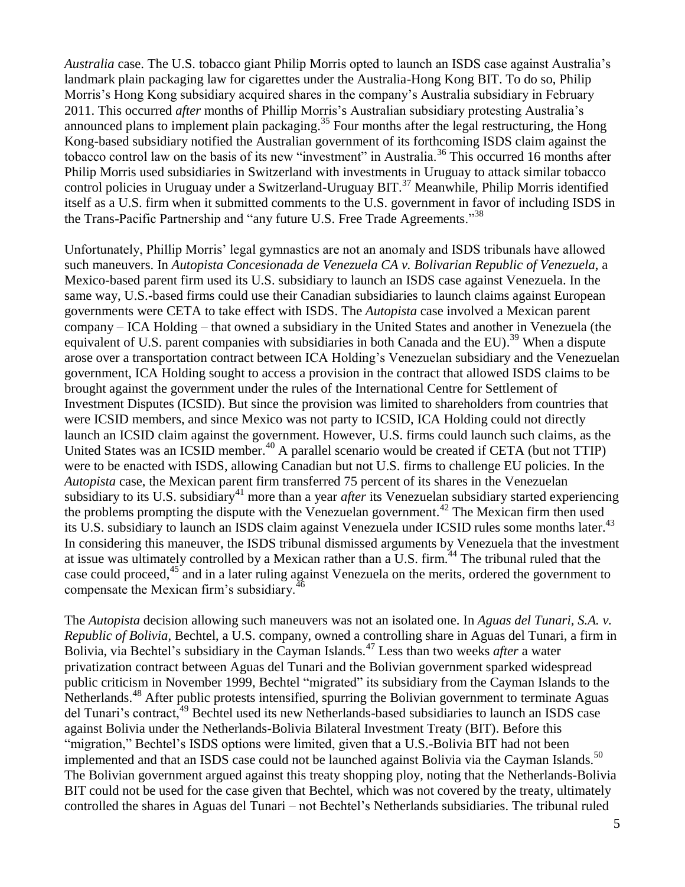*Australia* case. The U.S. tobacco giant Philip Morris opted to launch an ISDS case against Australia's landmark plain packaging law for cigarettes under the Australia-Hong Kong BIT. To do so, Philip Morris's Hong Kong subsidiary acquired shares in the company's Australia subsidiary in February 2011. This occurred *after* months of Phillip Morris's Australian subsidiary protesting Australia's announced plans to implement plain packaging.[35] Four months after the legal restructuring, the Hong Kong-based subsidiary notified the Australian government of its forthcoming ISDS claim against the tobacco control law on the basis of its new "investment" in Australia.[36] This occurred 16 months after Philip Morris used subsidiaries in Switzerland with investments in Uruguay to attack similar tobacco control policies in Uruguay under a Switzerland-Uruguay BIT.[37] Meanwhile, Philip Morris identified itself as a U.S. firm when it submitted comments to the U.S. government in favor of including ISDS in the Trans-Pacific Partnership and "any future U.S. Free Trade Agreements."[38]

Unfortunately, Phillip Morris' legal gymnastics are not an anomaly and ISDS tribunals have allowed such maneuvers. In *Autopista Concesionada de Venezuela CA v. Bolivarian Republic of Venezuela*, a Mexico-based parent firm used its U.S. subsidiary to launch an ISDS case against Venezuela. In the same way, U.S.-based firms could use their Canadian subsidiaries to launch claims against European governments were CETA to take effect with ISDS. The *Autopista* case involved a Mexican parent company – ICA Holding – that owned a subsidiary in the United States and another in Venezuela (the equivalent of U.S. parent companies with subsidiaries in both Canada and the EU).[39] When a dispute arose over a transportation contract between ICA Holding's Venezuelan subsidiary and the Venezuelan government, ICA Holding sought to access a provision in the contract that allowed ISDS claims to be brought against the government under the rules of the International Centre for Settlement of Investment Disputes (ICSID). But since the provision was limited to shareholders from countries that were ICSID members, and since Mexico was not party to ICSID, ICA Holding could not directly launch an ICSID claim against the government. However, U.S. firms could launch such claims, as the United States was an ICSID member.[40] A parallel scenario would be created if CETA (but not TTIP) were to be enacted with ISDS, allowing Canadian but not U.S. firms to challenge EU policies. In the *Autopista* case, the Mexican parent firm transferred 75 percent of its shares in the Venezuelan subsidiary to its U.S. subsidiary[41] more than a year *after* its Venezuelan subsidiary started experiencing the problems prompting the dispute with the Venezuelan government.[42] The Mexican firm then used its U.S. subsidiary to launch an ISDS claim against Venezuela under ICSID rules some months later.[43] In considering this maneuver, the ISDS tribunal dismissed arguments by Venezuela that the investment at issue was ultimately controlled by a Mexican rather than a U.S. firm.[44] The tribunal ruled that the case could proceed,[45] and in a later ruling against Venezuela on the merits, ordered the government to compensate the Mexican firm's subsidiary.[46]

The *Autopista* decision allowing such maneuvers was not an isolated one. In *Aguas del Tunari, S.A. v. Republic of Bolivia*, Bechtel, a U.S. company, owned a controlling share in Aguas del Tunari, a firm in Bolivia, via Bechtel's subsidiary in the Cayman Islands.[47] Less than two weeks *after* a water privatization contract between Aguas del Tunari and the Bolivian government sparked widespread public criticism in November 1999, Bechtel "migrated" its subsidiary from the Cayman Islands to the Netherlands.[48] After public protests intensified, spurring the Bolivian government to terminate Aguas del Tunari's contract,[49] Bechtel used its new Netherlands-based subsidiaries to launch an ISDS case against Bolivia under the Netherlands-Bolivia Bilateral Investment Treaty (BIT). Before this "migration," Bechtel's ISDS options were limited, given that a U.S.-Bolivia BIT had not been implemented and that an ISDS case could not be launched against Bolivia via the Cayman Islands.[50] The Bolivian government argued against this treaty shopping ploy, noting that the Netherlands-Bolivia BIT could not be used for the case given that Bechtel, which was not covered by the treaty, ultimately controlled the shares in Aguas del Tunari – not Bechtel's Netherlands subsidiaries. The tribunal ruled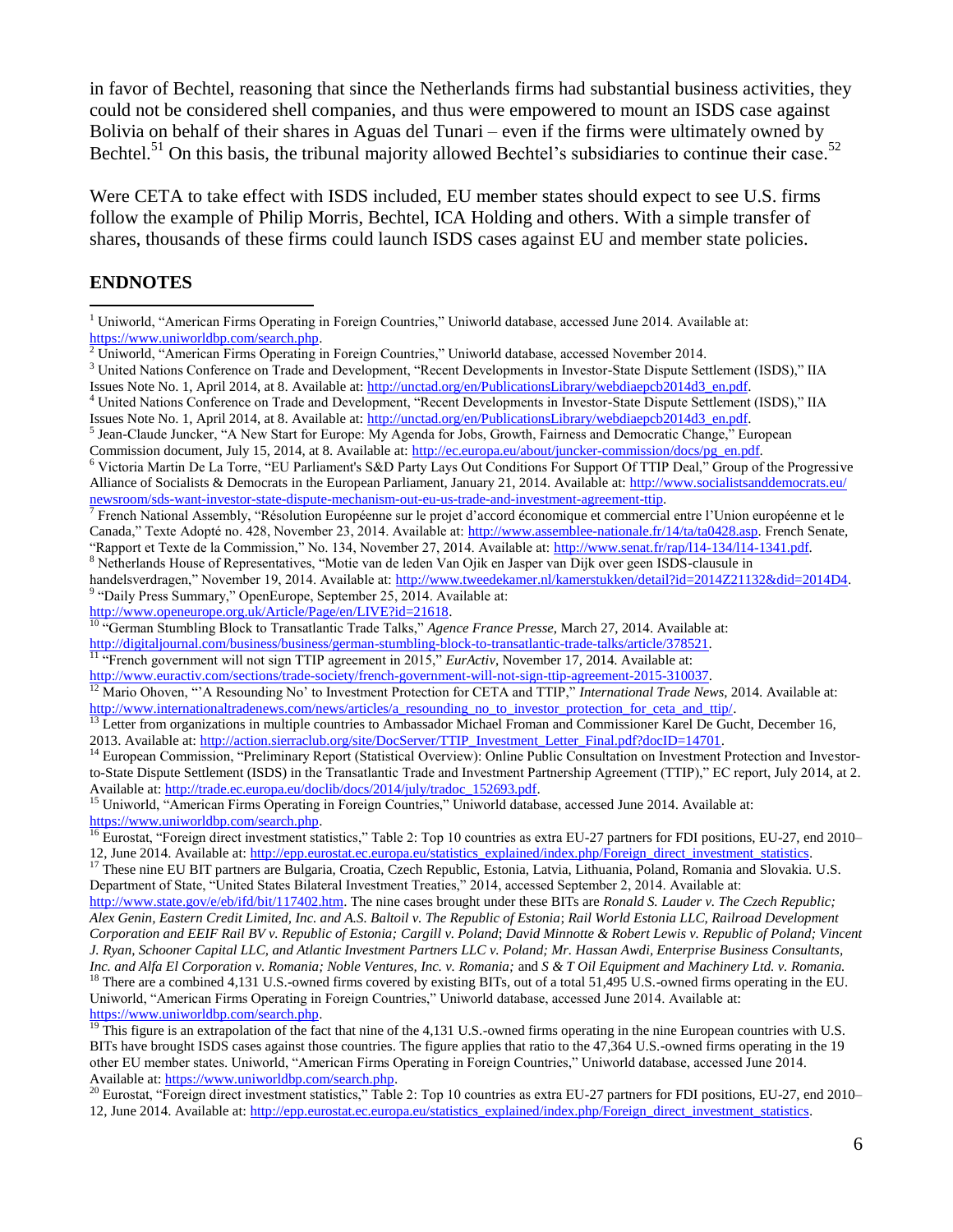in favor of Bechtel, reasoning that since the Netherlands firms had substantial business activities, they could not be considered shell companies, and thus were empowered to mount an ISDS case against Bolivia on behalf of their shares in Aguas del Tunari – even if the firms were ultimately owned by Bechtel.[51] On this basis, the tribunal majority allowed Bechtel's subsidiaries to continue their case.[52]

Were CETA to take effect with ISDS included, EU member states should expect to see U.S. firms follow the example of Philip Morris, Bechtel, ICA Holding and others. With a simple transfer of shares, thousands of these firms could launch ISDS cases against EU and member state policies.

## ENDNOTES

[1] Uniworld, "American Firms Operating in Foreign Countries," Uniworld database, accessed June 2014. Available at: https://www.uniworldbp.com/search.php.

[2] Uniworld, "American Firms Operating in Foreign Countries," Uniworld database, accessed November 2014.

[3] United Nations Conference on Trade and Development, "Recent Developments in Investor-State Dispute Settlement (ISDS)," IIA Issues Note No. 1, April 2014, at 8. Available at: http://unctad.org/en/PublicationsLibrary/webdiaepcb2014d3_en.pdf.

[4] United Nations Conference on Trade and Development, "Recent Developments in Investor-State Dispute Settlement (ISDS)," IIA Issues Note No. 1, April 2014, at 8. Available at: http://unctad.org/en/PublicationsLibrary/webdiaepcb2014d3_en.pdf.

[5] Jean-Claude Juncker, "A New Start for Europe: My Agenda for Jobs, Growth, Fairness and Democratic Change," European Commission document, July 15, 2014, at 8. Available at: http://ec.europa.eu/about/juncker-commission/docs/pg_en.pdf.

[6] Victoria Martin De La Torre, "EU Parliament's S&D Party Lays Out Conditions For Support Of TTIP Deal," Group of the Progressive Alliance of Socialists & Democrats in the European Parliament, January 21, 2014. Available at: http://www.socialistsanddemocrats.eu/newsroom/sds-want-investor-state-dispute-mechanism-out-eu-us-trade-and-investment-agreement-ttip.

[7] French National Assembly, "Résolution Européenne sur le projet d'accord économique et commercial entre l'Union européenne et le Canada," Texte Adopté no. 428, November 23, 2014. Available at: http://www.assemblee-nationale.fr/14/ta/ta0428.asp. French Senate, "Rapport et Texte de la Commission," No. 134, November 27, 2014. Available at: http://www.senat.fr/rap/l14-134/l14-1341.pdf.

[8] Netherlands House of Representatives, "Motie van de leden Van Ojik en Jasper van Dijk over geen ISDS-clausule in handelsverdragen," November 19, 2014. Available at: http://www.tweedekamer.nl/kamerstukken/detail?id=2014Z21132&did=2014D4.

[9] "Daily Press Summary," OpenEurope, September 25, 2014. Available at: http://www.openeurope.org.uk/Article/Page/en/LIVE?id=21618.

[10] "German Stumbling Block to Transatlantic Trade Talks," *Agence France Presse*, March 27, 2014. Available at: http://digitaljournal.com/business/business/german-stumbling-block-to-transatlantic-trade-talks/article/378521.

[11] "French government will not sign TTIP agreement in 2015," *EurActiv*, November 17, 2014. Available at: http://www.euractiv.com/sections/trade-society/french-government-will-not-sign-ttip-agreement-2015-310037.

[12] Mario Ohoven, "'A Resounding No' to Investment Protection for CETA and TTIP," *International Trade News*, 2014. Available at: http://www.internationaltradenews.com/news/articles/a_resounding_no_to_investor_protection_for_ceta_and_ttip/.

[13] Letter from organizations in multiple countries to Ambassador Michael Froman and Commissioner Karel De Gucht, December 16, 2013. Available at: http://action.sierraclub.org/site/DocServer/TTIP_Investment_Letter_Final.pdf?docID=14701.

[14] European Commission, "Preliminary Report (Statistical Overview): Online Public Consultation on Investment Protection and Investor-to-State Dispute Settlement (ISDS) in the Transatlantic Trade and Investment Partnership Agreement (TTIP)," EC report, July 2014, at 2. Available at: http://trade.ec.europa.eu/doclib/docs/2014/july/tradoc_152693.pdf.

[15] Uniworld, "American Firms Operating in Foreign Countries," Uniworld database, accessed June 2014. Available at: https://www.uniworldbp.com/search.php.

[16] Eurostat, "Foreign direct investment statistics," Table 2: Top 10 countries as extra EU-27 partners for FDI positions, EU-27, end 2010–12, June 2014. Available at: http://epp.eurostat.ec.europa.eu/statistics_explained/index.php/Foreign_direct_investment_statistics.

[17] These nine EU BIT partners are Bulgaria, Croatia, Czech Republic, Estonia, Latvia, Lithuania, Poland, Romania and Slovakia. U.S. Department of State, "United States Bilateral Investment Treaties," 2014, accessed September 2, 2014. Available at: http://www.state.gov/e/eb/ifd/bit/117402.htm. The nine cases brought under these BITs are *Ronald S. Lauder v. The Czech Republic; Alex Genin, Eastern Credit Limited, Inc. and A.S. Baltoil v. The Republic of Estonia*; *Rail World Estonia LLC, Railroad Development Corporation and EEIF Rail BV v. Republic of Estonia; Cargill v. Poland*; *David Minnotte & Robert Lewis v. Republic of Poland; Vincent J. Ryan, Schooner Capital LLC, and Atlantic Investment Partners LLC v. Poland; Mr. Hassan Awdi, Enterprise Business Consultants, Inc. and Alfa El Corporation v. Romania; Noble Ventures, Inc. v. Romania;* and *S & T Oil Equipment and Machinery Ltd. v. Romania.*

[18] There are a combined 4,131 U.S.-owned firms covered by existing BITs, out of a total 51,495 U.S.-owned firms operating in the EU. Uniworld, "American Firms Operating in Foreign Countries," Uniworld database, accessed June 2014. Available at: https://www.uniworldbp.com/search.php.

[19] This figure is an extrapolation of the fact that nine of the 4,131 U.S.-owned firms operating in the nine European countries with U.S. BITs have brought ISDS cases against those countries. The figure applies that ratio to the 47,364 U.S.-owned firms operating in the 19 other EU member states. Uniworld, "American Firms Operating in Foreign Countries," Uniworld database, accessed June 2014. Available at: https://www.uniworldbp.com/search.php.

[20] Eurostat, "Foreign direct investment statistics," Table 2: Top 10 countries as extra EU-27 partners for FDI positions, EU-27, end 2010–12, June 2014. Available at: http://epp.eurostat.ec.europa.eu/statistics_explained/index.php/Foreign_direct_investment_statistics.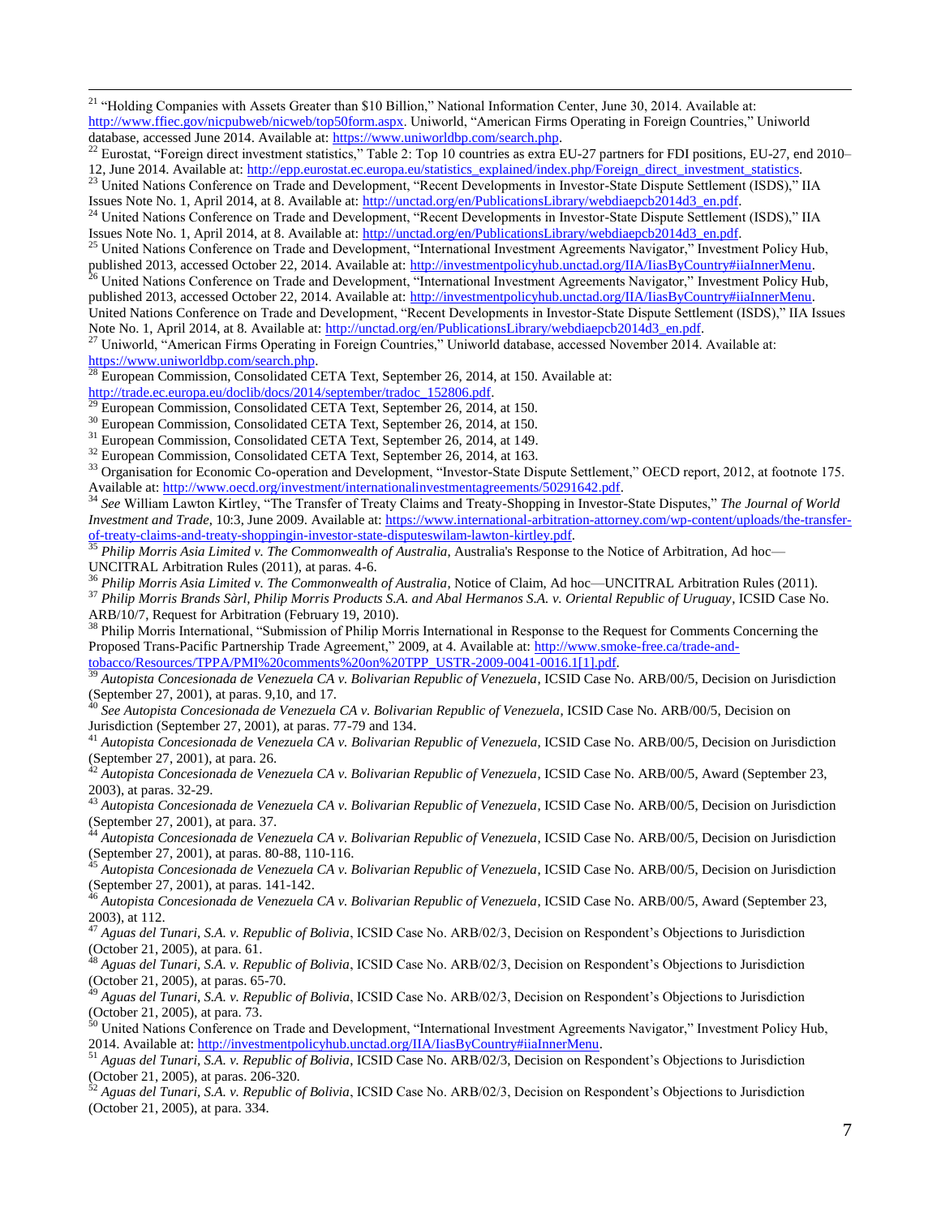[21] "Holding Companies with Assets Greater than $10 Billion," National Information Center, June 30, 2014. Available at: http://www.ffiec.gov/nicpubweb/nicweb/top50form.aspx. Uniworld, "American Firms Operating in Foreign Countries," Uniworld database, accessed June 2014. Available at: https://www.uniworldbp.com/search.php.

[22] Eurostat, "Foreign direct investment statistics," Table 2: Top 10 countries as extra EU-27 partners for FDI positions, EU-27, end 2010–12, June 2014. Available at: http://epp.eurostat.ec.europa.eu/statistics_explained/index.php/Foreign_direct_investment_statistics.

[23] United Nations Conference on Trade and Development, "Recent Developments in Investor-State Dispute Settlement (ISDS)," IIA Issues Note No. 1, April 2014, at 8. Available at: http://unctad.org/en/PublicationsLibrary/webdiaepcb2014d3_en.pdf.

[24] United Nations Conference on Trade and Development, "Recent Developments in Investor-State Dispute Settlement (ISDS)," IIA Issues Note No. 1, April 2014, at 8. Available at: http://unctad.org/en/PublicationsLibrary/webdiaepcb2014d3_en.pdf.

[25] United Nations Conference on Trade and Development, "International Investment Agreements Navigator," Investment Policy Hub, published 2013, accessed October 22, 2014. Available at: http://investmentpolicyhub.unctad.org/IIA/IiasByCountry#iiaInnerMenu.

[26] United Nations Conference on Trade and Development, "International Investment Agreements Navigator," Investment Policy Hub, published 2013, accessed October 22, 2014. Available at: http://investmentpolicyhub.unctad.org/IIA/IiasByCountry#iiaInnerMenu. United Nations Conference on Trade and Development, "Recent Developments in Investor-State Dispute Settlement (ISDS)," IIA Issues Note No. 1, April 2014, at 8. Available at: http://unctad.org/en/PublicationsLibrary/webdiaepcb2014d3_en.pdf.

[27] Uniworld, "American Firms Operating in Foreign Countries," Uniworld database, accessed November 2014. Available at: https://www.uniworldbp.com/search.php.

[28] European Commission, Consolidated CETA Text, September 26, 2014, at 150. Available at: http://trade.ec.europa.eu/doclib/docs/2014/september/tradoc_152806.pdf.

[29] European Commission, Consolidated CETA Text, September 26, 2014, at 150.

[30] European Commission, Consolidated CETA Text, September 26, 2014, at 150.

[31] European Commission, Consolidated CETA Text, September 26, 2014, at 149.

[32] European Commission, Consolidated CETA Text, September 26, 2014, at 163.

[33] Organisation for Economic Co-operation and Development, "Investor-State Dispute Settlement," OECD report, 2012, at footnote 175. Available at: http://www.oecd.org/investment/internationalinvestmentagreements/50291642.pdf.

[34] *See* William Lawton Kirtley, "The Transfer of Treaty Claims and Treaty-Shopping in Investor-State Disputes," *The Journal of World Investment and Trade*, 10:3, June 2009. Available at: https://www.international-arbitration-attorney.com/wp-content/uploads/the-transfer-of-treaty-claims-and-treaty-shoppingin-investor-state-disputeswilam-lawton-kirtley.pdf.

[35] *Philip Morris Asia Limited v. The Commonwealth of Australia*, Australia's Response to the Notice of Arbitration, Ad hoc—UNCITRAL Arbitration Rules (2011), at paras. 4-6.

[36] *Philip Morris Asia Limited v. The Commonwealth of Australia*, Notice of Claim, Ad hoc—UNCITRAL Arbitration Rules (2011).

[37] *Philip Morris Brands Sàrl, Philip Morris Products S.A. and Abal Hermanos S.A. v. Oriental Republic of Uruguay*, ICSID Case No. ARB/10/7, Request for Arbitration (February 19, 2010).

[38] Philip Morris International, "Submission of Philip Morris International in Response to the Request for Comments Concerning the Proposed Trans-Pacific Partnership Trade Agreement," 2009, at 4. Available at: http://www.smoke-free.ca/trade-and-tobacco/Resources/TPPA/PMI%20comments%20on%20TPP_USTR-2009-0041-0016.1[1].pdf.

[39] *Autopista Concesionada de Venezuela CA v. Bolivarian Republic of Venezuela*, ICSID Case No. ARB/00/5, Decision on Jurisdiction (September 27, 2001), at paras. 9,10, and 17.

[40] *See Autopista Concesionada de Venezuela CA v. Bolivarian Republic of Venezuela*, ICSID Case No. ARB/00/5, Decision on Jurisdiction (September 27, 2001), at paras. 77-79 and 134.

[41] *Autopista Concesionada de Venezuela CA v. Bolivarian Republic of Venezuela*, ICSID Case No. ARB/00/5, Decision on Jurisdiction (September 27, 2001), at para. 26.

[42] *Autopista Concesionada de Venezuela CA v. Bolivarian Republic of Venezuela*, ICSID Case No. ARB/00/5, Award (September 23, 2003), at paras. 32-29.

[43] *Autopista Concesionada de Venezuela CA v. Bolivarian Republic of Venezuela*, ICSID Case No. ARB/00/5, Decision on Jurisdiction (September 27, 2001), at para. 37.

[44] *Autopista Concesionada de Venezuela CA v. Bolivarian Republic of Venezuela*, ICSID Case No. ARB/00/5, Decision on Jurisdiction (September 27, 2001), at paras. 80-88, 110-116.

[45] *Autopista Concesionada de Venezuela CA v. Bolivarian Republic of Venezuela*, ICSID Case No. ARB/00/5, Decision on Jurisdiction (September 27, 2001), at paras. 141-142.

[46] *Autopista Concesionada de Venezuela CA v. Bolivarian Republic of Venezuela*, ICSID Case No. ARB/00/5, Award (September 23, 2003), at 112.

[47] *Aguas del Tunari, S.A. v. Republic of Bolivia*, ICSID Case No. ARB/02/3, Decision on Respondent's Objections to Jurisdiction (October 21, 2005), at para. 61.

[48] *Aguas del Tunari, S.A. v. Republic of Bolivia*, ICSID Case No. ARB/02/3, Decision on Respondent's Objections to Jurisdiction (October 21, 2005), at paras. 65-70.

[49] *Aguas del Tunari, S.A. v. Republic of Bolivia*, ICSID Case No. ARB/02/3, Decision on Respondent's Objections to Jurisdiction (October 21, 2005), at para. 73.

[50] United Nations Conference on Trade and Development, "International Investment Agreements Navigator," Investment Policy Hub, 2014. Available at: http://investmentpolicyhub.unctad.org/IIA/IiasByCountry#iiaInnerMenu.

[51] *Aguas del Tunari, S.A. v. Republic of Bolivia*, ICSID Case No. ARB/02/3, Decision on Respondent's Objections to Jurisdiction (October 21, 2005), at paras. 206-320.

[52] *Aguas del Tunari, S.A. v. Republic of Bolivia*, ICSID Case No. ARB/02/3, Decision on Respondent's Objections to Jurisdiction (October 21, 2005), at para. 334.